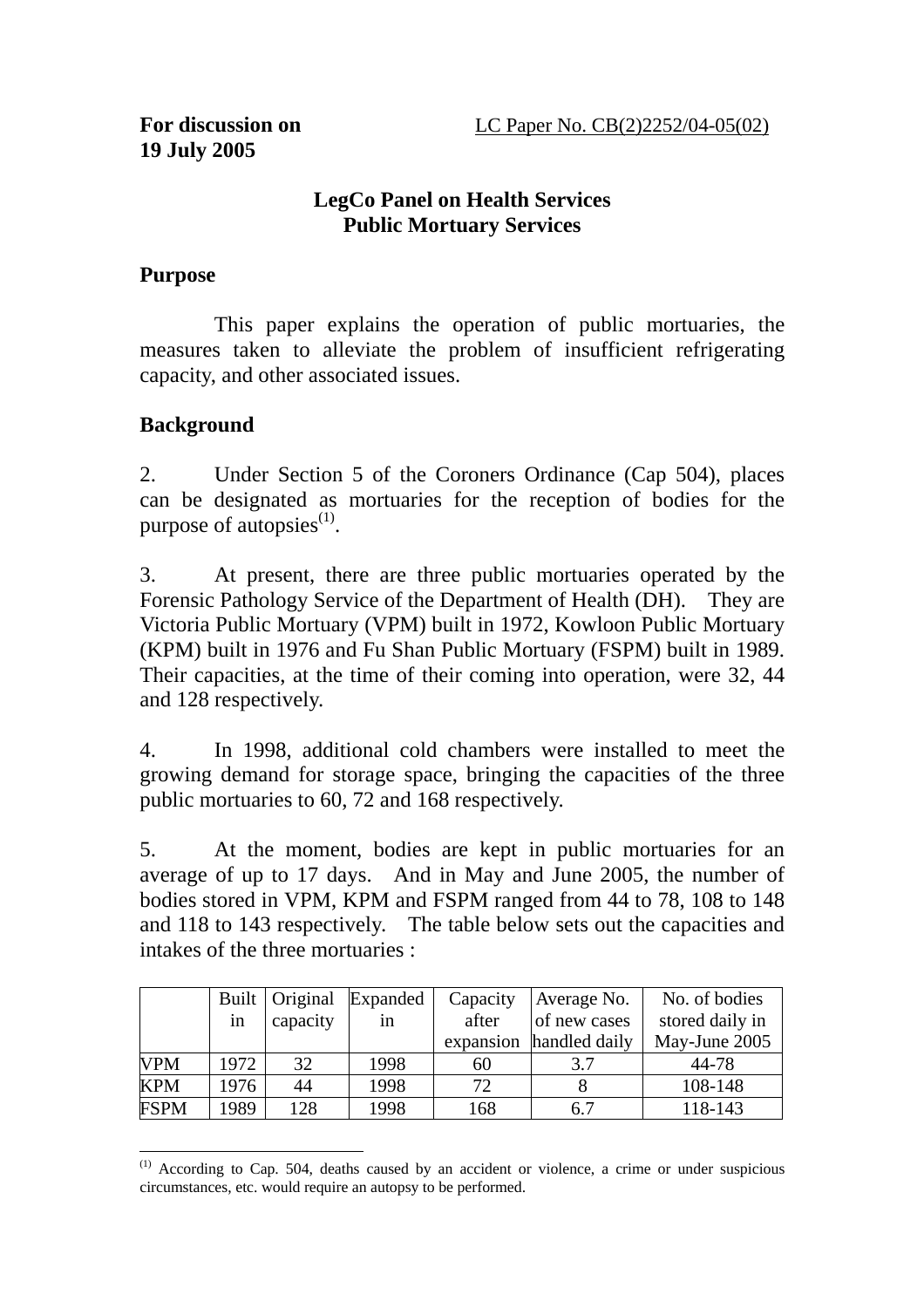**For discussion on 19 July 2005**

LC Paper No. CB(2)2252/04-05(02)

## LegCo Panel on Health Services
## Public Mortuary Services

### Purpose

This paper explains the operation of public mortuaries, the measures taken to alleviate the problem of insufficient refrigerating capacity, and other associated issues.

### Background

2. Under Section 5 of the Coroners Ordinance (Cap 504), places can be designated as mortuaries for the reception of bodies for the purpose of autopsies[(1)].

3. At present, there are three public mortuaries operated by the Forensic Pathology Service of the Department of Health (DH). They are Victoria Public Mortuary (VPM) built in 1972, Kowloon Public Mortuary (KPM) built in 1976 and Fu Shan Public Mortuary (FSPM) built in 1989. Their capacities, at the time of their coming into operation, were 32, 44 and 128 respectively.

4. In 1998, additional cold chambers were installed to meet the growing demand for storage space, bringing the capacities of the three public mortuaries to 60, 72 and 168 respectively.

5. At the moment, bodies are kept in public mortuaries for an average of up to 17 days. And in May and June 2005, the number of bodies stored in VPM, KPM and FSPM ranged from 44 to 78, 108 to 148 and 118 to 143 respectively. The table below sets out the capacities and intakes of the three mortuaries :

| | Built in | Original capacity | Expanded in | Capacity after expansion | Average No. of new cases handled daily | No. of bodies stored daily in May-June 2005 |
|---|---|---|---|---|---|---|
| VPM | 1972 | 32 | 1998 | 60 | 3.7 | 44-78 |
| KPM | 1976 | 44 | 1998 | 72 | 8 | 108-148 |
| FSPM | 1989 | 128 | 1998 | 168 | 6.7 | 118-143 |

---

(1) According to Cap. 504, deaths caused by an accident or violence, a crime or under suspicious circumstances, etc. would require an autopsy to be performed.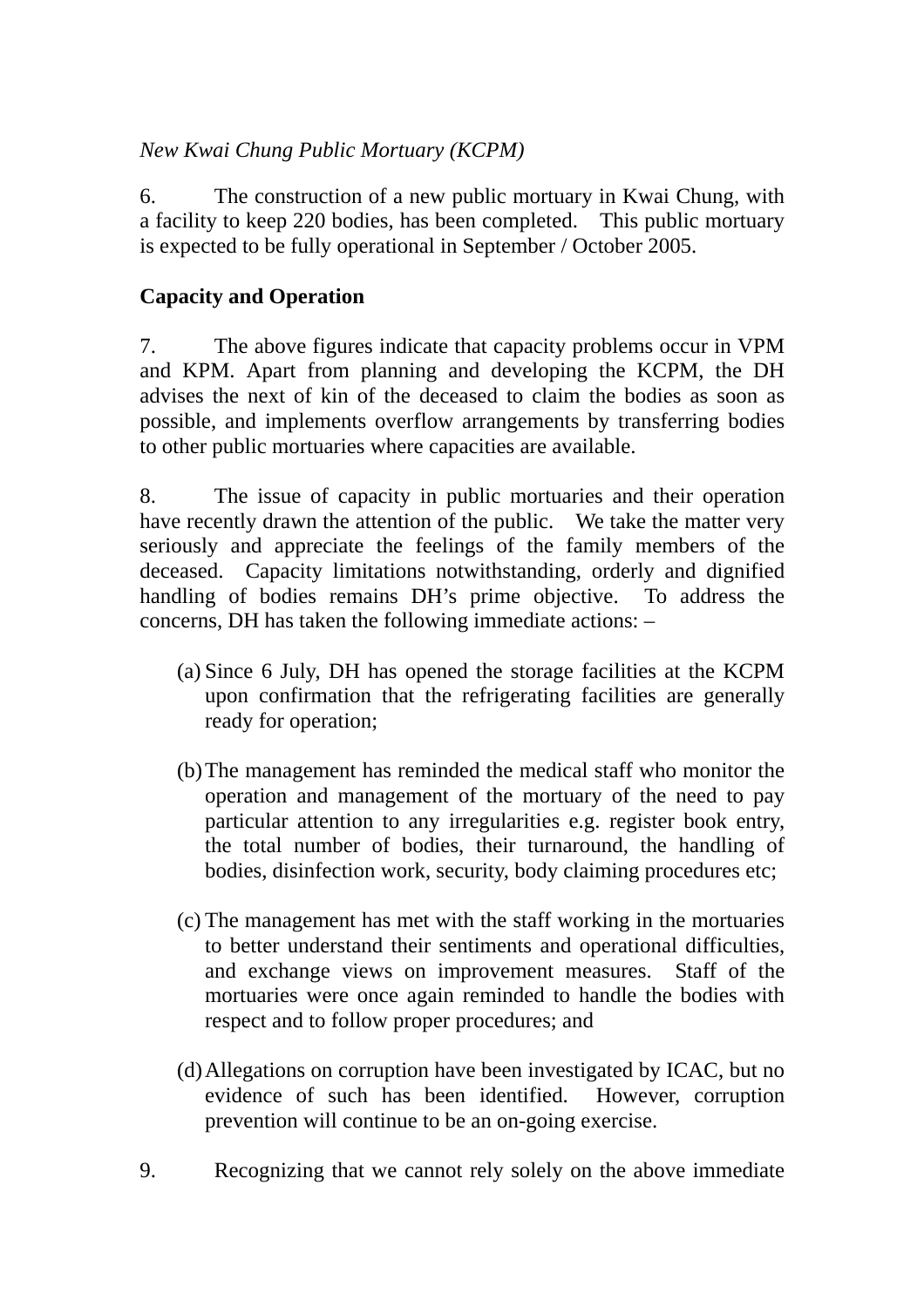*New Kwai Chung Public Mortuary (KCPM)*

6. The construction of a new public mortuary in Kwai Chung, with a facility to keep 220 bodies, has been completed. This public mortuary is expected to be fully operational in September / October 2005.

**Capacity and Operation**

7. The above figures indicate that capacity problems occur in VPM and KPM. Apart from planning and developing the KCPM, the DH advises the next of kin of the deceased to claim the bodies as soon as possible, and implements overflow arrangements by transferring bodies to other public mortuaries where capacities are available.

8. The issue of capacity in public mortuaries and their operation have recently drawn the attention of the public. We take the matter very seriously and appreciate the feelings of the family members of the deceased. Capacity limitations notwithstanding, orderly and dignified handling of bodies remains DH's prime objective. To address the concerns, DH has taken the following immediate actions: –

(a) Since 6 July, DH has opened the storage facilities at the KCPM upon confirmation that the refrigerating facilities are generally ready for operation;

(b) The management has reminded the medical staff who monitor the operation and management of the mortuary of the need to pay particular attention to any irregularities e.g. register book entry, the total number of bodies, their turnaround, the handling of bodies, disinfection work, security, body claiming procedures etc;

(c) The management has met with the staff working in the mortuaries to better understand their sentiments and operational difficulties, and exchange views on improvement measures. Staff of the mortuaries were once again reminded to handle the bodies with respect and to follow proper procedures; and

(d) Allegations on corruption have been investigated by ICAC, but no evidence of such has been identified. However, corruption prevention will continue to be an on-going exercise.

9. Recognizing that we cannot rely solely on the above immediate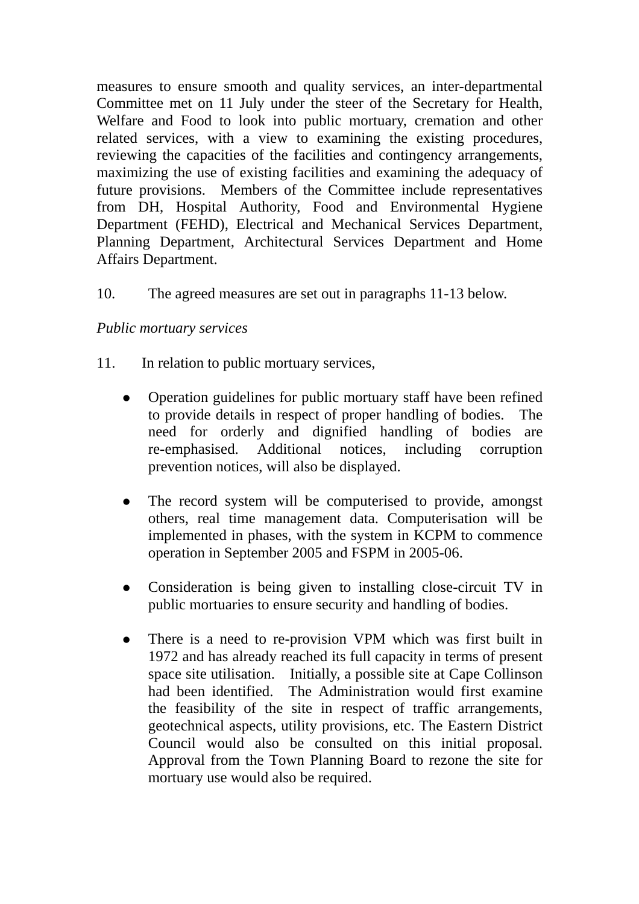measures to ensure smooth and quality services, an inter-departmental Committee met on 11 July under the steer of the Secretary for Health, Welfare and Food to look into public mortuary, cremation and other related services, with a view to examining the existing procedures, reviewing the capacities of the facilities and contingency arrangements, maximizing the use of existing facilities and examining the adequacy of future provisions. Members of the Committee include representatives from DH, Hospital Authority, Food and Environmental Hygiene Department (FEHD), Electrical and Mechanical Services Department, Planning Department, Architectural Services Department and Home Affairs Department.

10. The agreed measures are set out in paragraphs 11-13 below.

*Public mortuary services*

11. In relation to public mortuary services,

- Operation guidelines for public mortuary staff have been refined to provide details in respect of proper handling of bodies. The need for orderly and dignified handling of bodies are re-emphasised. Additional notices, including corruption prevention notices, will also be displayed.

- The record system will be computerised to provide, amongst others, real time management data. Computerisation will be implemented in phases, with the system in KCPM to commence operation in September 2005 and FSPM in 2005-06.

- Consideration is being given to installing close-circuit TV in public mortuaries to ensure security and handling of bodies.

- There is a need to re-provision VPM which was first built in 1972 and has already reached its full capacity in terms of present space site utilisation. Initially, a possible site at Cape Collinson had been identified. The Administration would first examine the feasibility of the site in respect of traffic arrangements, geotechnical aspects, utility provisions, etc. The Eastern District Council would also be consulted on this initial proposal. Approval from the Town Planning Board to rezone the site for mortuary use would also be required.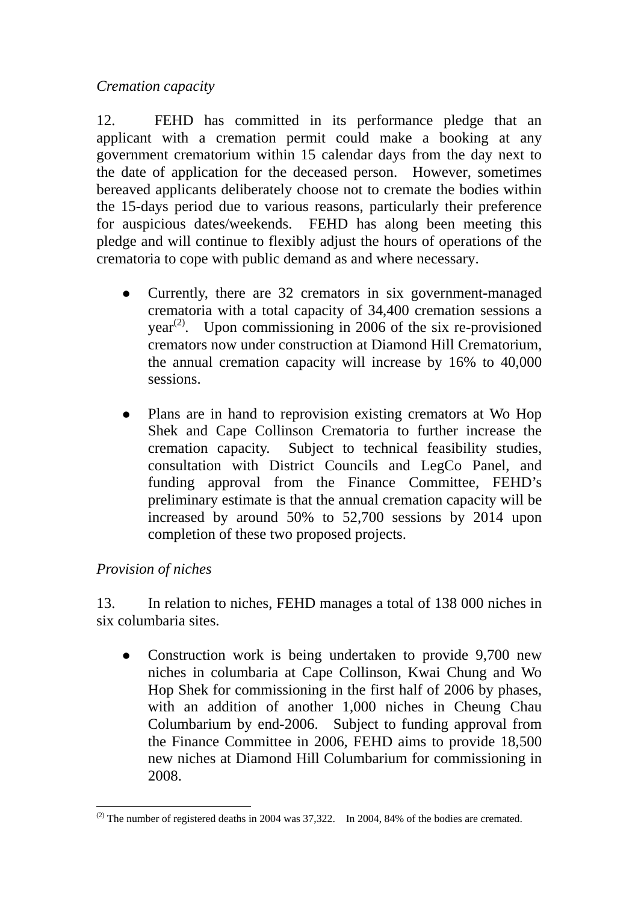*Cremation capacity*

12. FEHD has committed in its performance pledge that an applicant with a cremation permit could make a booking at any government crematorium within 15 calendar days from the day next to the date of application for the deceased person. However, sometimes bereaved applicants deliberately choose not to cremate the bodies within the 15-days period due to various reasons, particularly their preference for auspicious dates/weekends. FEHD has along been meeting this pledge and will continue to flexibly adjust the hours of operations of the crematoria to cope with public demand as and where necessary.

- Currently, there are 32 cremators in six government-managed crematoria with a total capacity of 34,400 cremation sessions a year[(2)]. Upon commissioning in 2006 of the six re-provisioned cremators now under construction at Diamond Hill Crematorium, the annual cremation capacity will increase by 16% to 40,000 sessions.

- Plans are in hand to reprovision existing cremators at Wo Hop Shek and Cape Collinson Crematoria to further increase the cremation capacity. Subject to technical feasibility studies, consultation with District Councils and LegCo Panel, and funding approval from the Finance Committee, FEHD's preliminary estimate is that the annual cremation capacity will be increased by around 50% to 52,700 sessions by 2014 upon completion of these two proposed projects.

*Provision of niches*

13. In relation to niches, FEHD manages a total of 138 000 niches in six columbaria sites.

- Construction work is being undertaken to provide 9,700 new niches in columbaria at Cape Collinson, Kwai Chung and Wo Hop Shek for commissioning in the first half of 2006 by phases, with an addition of another 1,000 niches in Cheung Chau Columbarium by end-2006. Subject to funding approval from the Finance Committee in 2006, FEHD aims to provide 18,500 new niches at Diamond Hill Columbarium for commissioning in 2008.

---

[(2)] The number of registered deaths in 2004 was 37,322. In 2004, 84% of the bodies are cremated.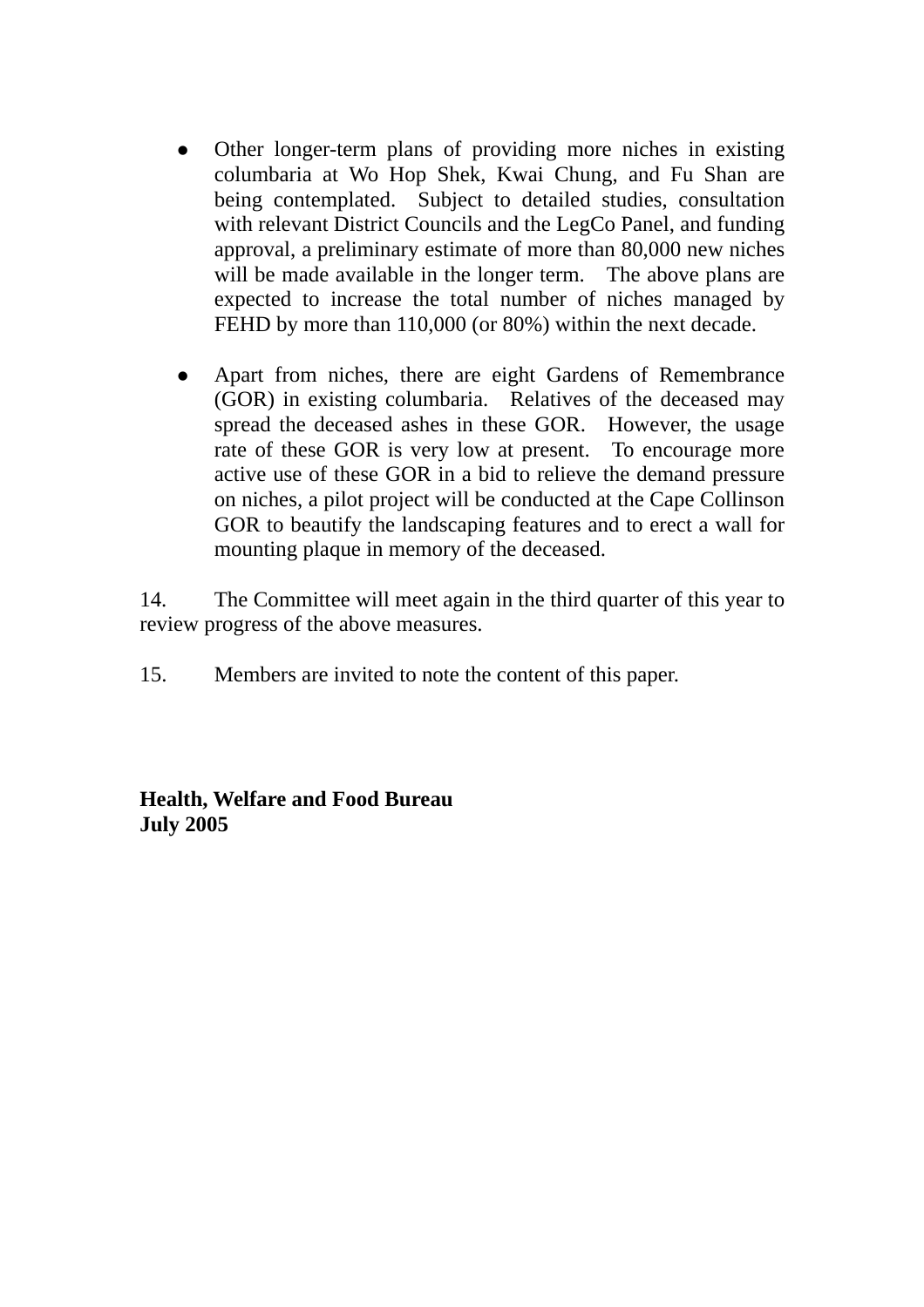- Other longer-term plans of providing more niches in existing columbaria at Wo Hop Shek, Kwai Chung, and Fu Shan are being contemplated. Subject to detailed studies, consultation with relevant District Councils and the LegCo Panel, and funding approval, a preliminary estimate of more than 80,000 new niches will be made available in the longer term. The above plans are expected to increase the total number of niches managed by FEHD by more than 110,000 (or 80%) within the next decade.

- Apart from niches, there are eight Gardens of Remembrance (GOR) in existing columbaria. Relatives of the deceased may spread the deceased ashes in these GOR. However, the usage rate of these GOR is very low at present. To encourage more active use of these GOR in a bid to relieve the demand pressure on niches, a pilot project will be conducted at the Cape Collinson GOR to beautify the landscaping features and to erect a wall for mounting plaque in memory of the deceased.

14. The Committee will meet again in the third quarter of this year to review progress of the above measures.

15. Members are invited to note the content of this paper.

**Health, Welfare and Food Bureau**
**July 2005**